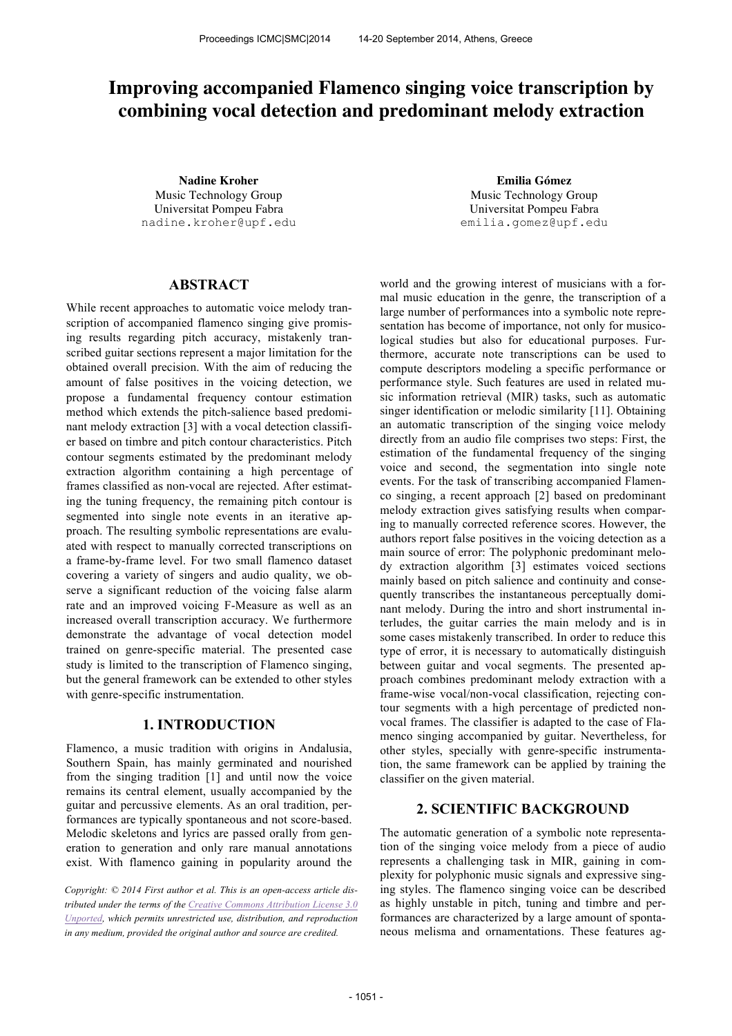# Improving accompanied Flamenco singing voice transcription by combining vocal detection and predominant melody extraction

**Nadine Kroher**
Music Technology Group
Universitat Pompeu Fabra
nadine.kroher@upf.edu

**Emilia Gómez**
Music Technology Group
Universitat Pompeu Fabra
emilia.gomez@upf.edu

## ABSTRACT

While recent approaches to automatic voice melody transcription of accompanied flamenco singing give promising results regarding pitch accuracy, mistakenly transcribed guitar sections represent a major limitation for the obtained overall precision. With the aim of reducing the amount of false positives in the voicing detection, we propose a fundamental frequency contour estimation method which extends the pitch-salience based predominant melody extraction [3] with a vocal detection classifier based on timbre and pitch contour characteristics. Pitch contour segments estimated by the predominant melody extraction algorithm containing a high percentage of frames classified as non-vocal are rejected. After estimating the tuning frequency, the remaining pitch contour is segmented into single note events in an iterative approach. The resulting symbolic representations are evaluated with respect to manually corrected transcriptions on a frame-by-frame level. For two small flamenco dataset covering a variety of singers and audio quality, we observe a significant reduction of the voicing false alarm rate and an improved voicing F-Measure as well as an increased overall transcription accuracy. We furthermore demonstrate the advantage of vocal detection model trained on genre-specific material. The presented case study is limited to the transcription of Flamenco singing, but the general framework can be extended to other styles with genre-specific instrumentation.

## 1. INTRODUCTION

Flamenco, a music tradition with origins in Andalusia, Southern Spain, has mainly germinated and nourished from the singing tradition [1] and until now the voice remains its central element, usually accompanied by the guitar and percussive elements. As an oral tradition, performances are typically spontaneous and not score-based. Melodic skeletons and lyrics are passed orally from generation to generation and only rare manual annotations exist. With flamenco gaining in popularity around the world and the growing interest of musicians with a formal music education in the genre, the transcription of a large number of performances into a symbolic note representation has become of importance, not only for musicological studies but also for educational purposes. Furthermore, accurate note transcriptions can be used to compute descriptors modeling a specific performance or performance style. Such features are used in related music information retrieval (MIR) tasks, such as automatic singer identification or melodic similarity [11]. Obtaining an automatic transcription of the singing voice melody directly from an audio file comprises two steps: First, the estimation of the fundamental frequency of the singing voice and second, the segmentation into single note events. For the task of transcribing accompanied Flamenco singing, a recent approach [2] based on predominant melody extraction gives satisfying results when comparing to manually corrected reference scores. However, the authors report false positives in the voicing detection as a main source of error: The polyphonic predominant melody extraction algorithm [3] estimates voiced sections mainly based on pitch salience and continuity and consequently transcribes the instantaneous perceptually dominant melody. During the intro and short instrumental interludes, the guitar carries the main melody and is in some cases mistakenly transcribed. In order to reduce this type of error, it is necessary to automatically distinguish between guitar and vocal segments. The presented approach combines predominant melody extraction with a frame-wise vocal/non-vocal classification, rejecting contour segments with a high percentage of predicted non-vocal frames. The classifier is adapted to the case of Flamenco singing accompanied by guitar. Nevertheless, for other styles, specially with genre-specific instrumentation, the same framework can be applied by training the classifier on the given material.

## 2. SCIENTIFIC BACKGROUND

The automatic generation of a symbolic note representation of the singing voice melody from a piece of audio represents a challenging task in MIR, gaining in complexity for polyphonic music signals and expressive singing styles. The flamenco singing voice can be described as highly unstable in pitch, tuning and timbre and performances are characterized by a large amount of spontaneous melisma and ornamentations. These features ag-

*Copyright: © 2014 First author et al. This is an open-access article distributed under the terms of the Creative Commons Attribution License 3.0 Unported, which permits unrestricted use, distribution, and reproduction in any medium, provided the original author and source are credited.*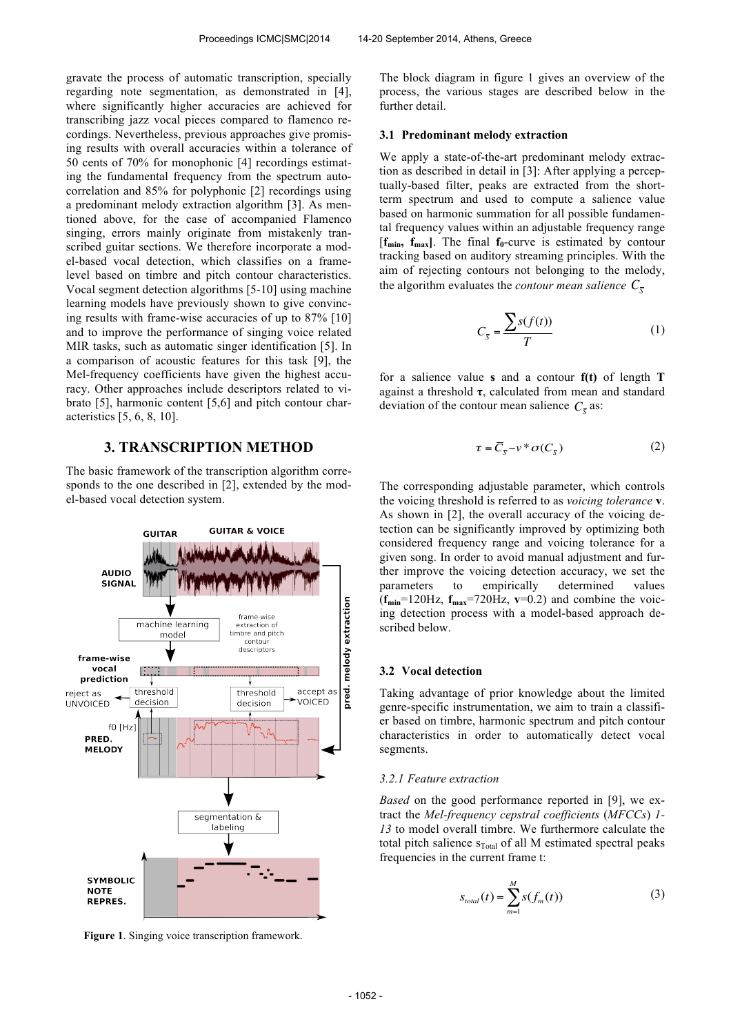gravate the process of automatic transcription, specially regarding note segmentation, as demonstrated in [4], where significantly higher accuracies are achieved for transcribing jazz vocal pieces compared to flamenco recordings. Nevertheless, previous approaches give promising results with overall accuracies within a tolerance of 50 cents of 70% for monophonic [4] recordings estimating the fundamental frequency from the spectrum autocorrelation and 85% for polyphonic [2] recordings using a predominant melody extraction algorithm [3]. As mentioned above, for the case of accompanied Flamenco singing, errors mainly originate from mistakenly transcribed guitar sections. We therefore incorporate a model-based vocal detection, which classifies on a frame-level based on timbre and pitch contour characteristics. Vocal segment detection algorithms [5-10] using machine learning models have previously shown to give convincing results with frame-wise accuracies of up to 87% [10] and to improve the performance of singing voice related MIR tasks, such as automatic singer identification [5]. In a comparison of acoustic features for this task [9], the Mel-frequency coefficients have given the highest accuracy. Other approaches include descriptors related to vibrato [5], harmonic content [5,6] and pitch contour characteristics [5, 6, 8, 10].

# 3. TRANSCRIPTION METHOD

The basic framework of the transcription algorithm corresponds to the one described in [2], extended by the model-based vocal detection system.

**Figure 1**. Singing voice transcription framework.

The block diagram in figure 1 gives an overview of the process, the various stages are described below in the further detail.

## 3.1 Predominant melody extraction

We apply a state-of-the-art predominant melody extraction as described in detail in [3]: After applying a perceptually-based filter, peaks are extracted from the short-term spectrum and used to compute a salience value based on harmonic summation for all possible fundamental frequency values within an adjustable frequency range [$\mathbf{f_{min}}$, $\mathbf{f_{max}}$]. The final $\mathbf{f_0}$-curve is estimated by contour tracking based on auditory streaming principles. With the aim of rejecting contours not belonging to the melody, the algorithm evaluates the *contour mean salience* $C_{\overline{S}}$

$$C_{\overline{S}} = \frac{\sum s(f(t))}{T} \tag{1}$$

for a salience value $\mathbf{s}$ and a contour $\mathbf{f(t)}$ of length $\mathbf{T}$ against a threshold $\boldsymbol{\tau}$, calculated from mean and standard deviation of the contour mean salience $C_{\overline{S}}$ as:

$$\tau = \overline{C}_{\overline{S}} - v * \sigma(C_{\overline{S}}) \tag{2}$$

The corresponding adjustable parameter, which controls the voicing threshold is referred to as *voicing tolerance* $\mathbf{v}$. As shown in [2], the overall accuracy of the voicing detection can be significantly improved by optimizing both considered frequency range and voicing tolerance for a given song. In order to avoid manual adjustment and further improve the voicing detection accuracy, we set the parameters to empirically determined values ($\mathbf{f_{min}}$=120Hz, $\mathbf{f_{max}}$=720Hz, $\mathbf{v}$=0.2) and combine the voicing detection process with a model-based approach described below.

## 3.2 Vocal detection

Taking advantage of prior knowledge about the limited genre-specific instrumentation, we aim to train a classifier based on timbre, harmonic spectrum and pitch contour characteristics in order to automatically detect vocal segments.

### 3.2.1 Feature extraction

*Based* on the good performance reported in [9], we extract the *Mel-frequency cepstral coefficients* (*MFCCs*) *1-13* to model overall timbre. We furthermore calculate the total pitch salience $s_{Total}$ of all M estimated spectral peaks frequencies in the current frame t:

$$s_{total}(t) = \sum_{m=1}^{M} s(f_m(t)) \tag{3}$$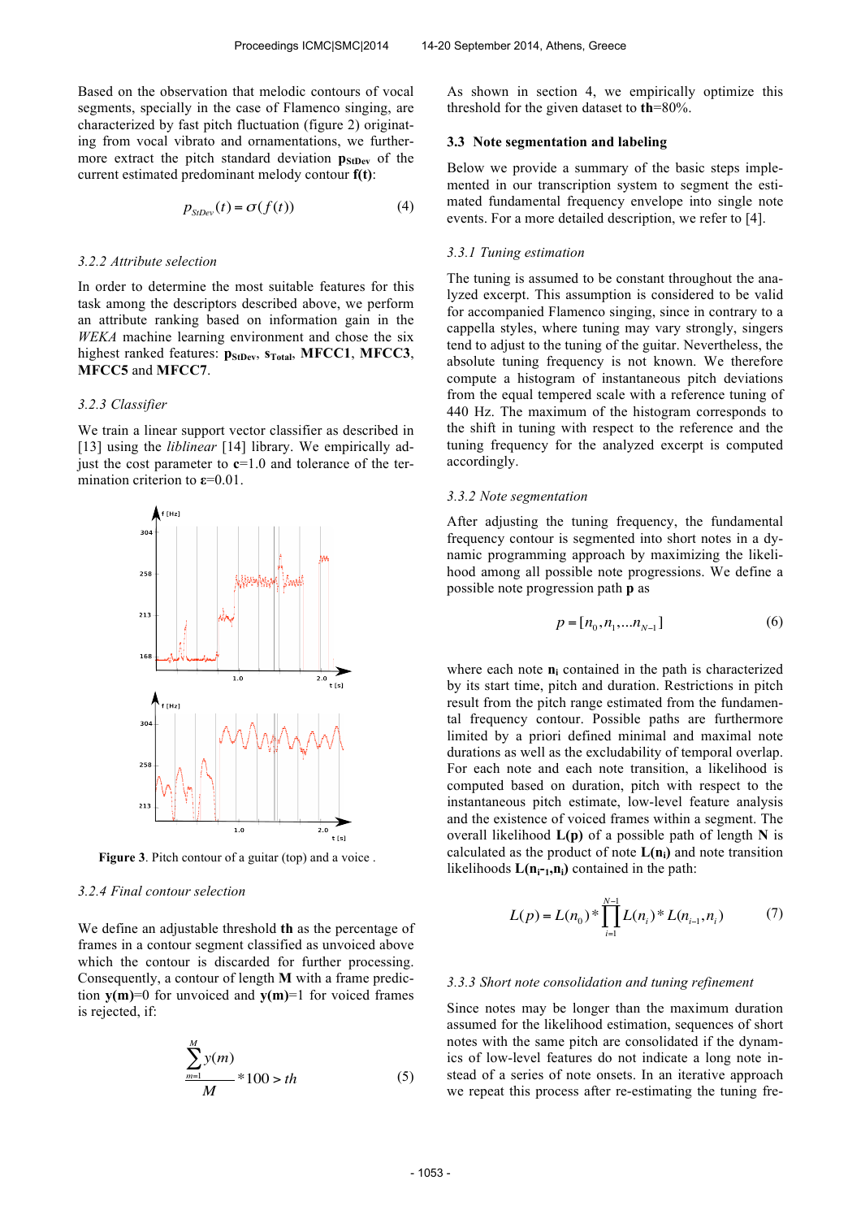Based on the observation that melodic contours of vocal segments, specially in the case of Flamenco singing, are characterized by fast pitch fluctuation (figure 2) originating from vocal vibrato and ornamentations, we furthermore extract the pitch standard deviation $\mathbf{p_{StDev}}$ of the current estimated predominant melody contour $\mathbf{f(t)}$:

$$p_{StDev}(t) = \sigma(f(t)) \tag{4}$$

### 3.2.2 Attribute selection

In order to determine the most suitable features for this task among the descriptors described above, we perform an attribute ranking based on information gain in the *WEKA* machine learning environment and chose the six highest ranked features: $\mathbf{p_{StDev}}$, $\mathbf{s_{Total}}$, **MFCC1**, **MFCC3**, **MFCC5** and **MFCC7**.

### 3.2.3 Classifier

We train a linear support vector classifier as described in [13] using the *liblinear* [14] library. We empirically adjust the cost parameter to **c**=1.0 and tolerance of the termination criterion to **ε**=0.01.

**Figure 3**. Pitch contour of a guitar (top) and a voice .

### 3.2.4 Final contour selection

We define an adjustable threshold **th** as the percentage of frames in a contour segment classified as unvoiced above which the contour is discarded for further processing. Consequently, a contour of length **M** with a frame prediction **y(m)**=0 for unvoiced and **y(m)**=1 for voiced frames is rejected, if:

$$\frac{\sum_{m=1}^{M} y(m)}{M} * 100 > th \tag{5}$$

As shown in section 4, we empirically optimize this threshold for the given dataset to **th**=80%.

## 3.3 Note segmentation and labeling

Below we provide a summary of the basic steps implemented in our transcription system to segment the estimated fundamental frequency envelope into single note events. For a more detailed description, we refer to [4].

### 3.3.1 Tuning estimation

The tuning is assumed to be constant throughout the analyzed excerpt. This assumption is considered to be valid for accompanied Flamenco singing, since in contrary to a cappella styles, where tuning may vary strongly, singers tend to adjust to the tuning of the guitar. Nevertheless, the absolute tuning frequency is not known. We therefore compute a histogram of instantaneous pitch deviations from the equal tempered scale with a reference tuning of 440 Hz. The maximum of the histogram corresponds to the shift in tuning with respect to the reference and the tuning frequency for the analyzed excerpt is computed accordingly.

### 3.3.2 Note segmentation

After adjusting the tuning frequency, the fundamental frequency contour is segmented into short notes in a dynamic programming approach by maximizing the likelihood among all possible note progressions. We define a possible note progression path **p** as

$$p = [n_0, n_1, \ldots n_{N-1}] \tag{6}$$

where each note $\mathbf{n_i}$ contained in the path is characterized by its start time, pitch and duration. Restrictions in pitch result from the pitch range estimated from the fundamental frequency contour. Possible paths are furthermore limited by a priori defined minimal and maximal note durations as well as the excludability of temporal overlap. For each note and each note transition, a likelihood is computed based on duration, pitch with respect to the instantaneous pitch estimate, low-level feature analysis and the existence of voiced frames within a segment. The overall likelihood **L(p)** of a possible path of length **N** is calculated as the product of note $\mathbf{L(n_i)}$ and note transition likelihoods $\mathbf{L(n_{i-1},n_i)}$ contained in the path:

$$L(p) = L(n_0) * \prod_{i=1}^{N-1} L(n_i) * L(n_{i-1}, n_i) \tag{7}$$

### 3.3.3 Short note consolidation and tuning refinement

Since notes may be longer than the maximum duration assumed for the likelihood estimation, sequences of short notes with the same pitch are consolidated if the dynamics of low-level features do not indicate a long note instead of a series of note onsets. In an iterative approach we repeat this process after re-estimating the tuning fre-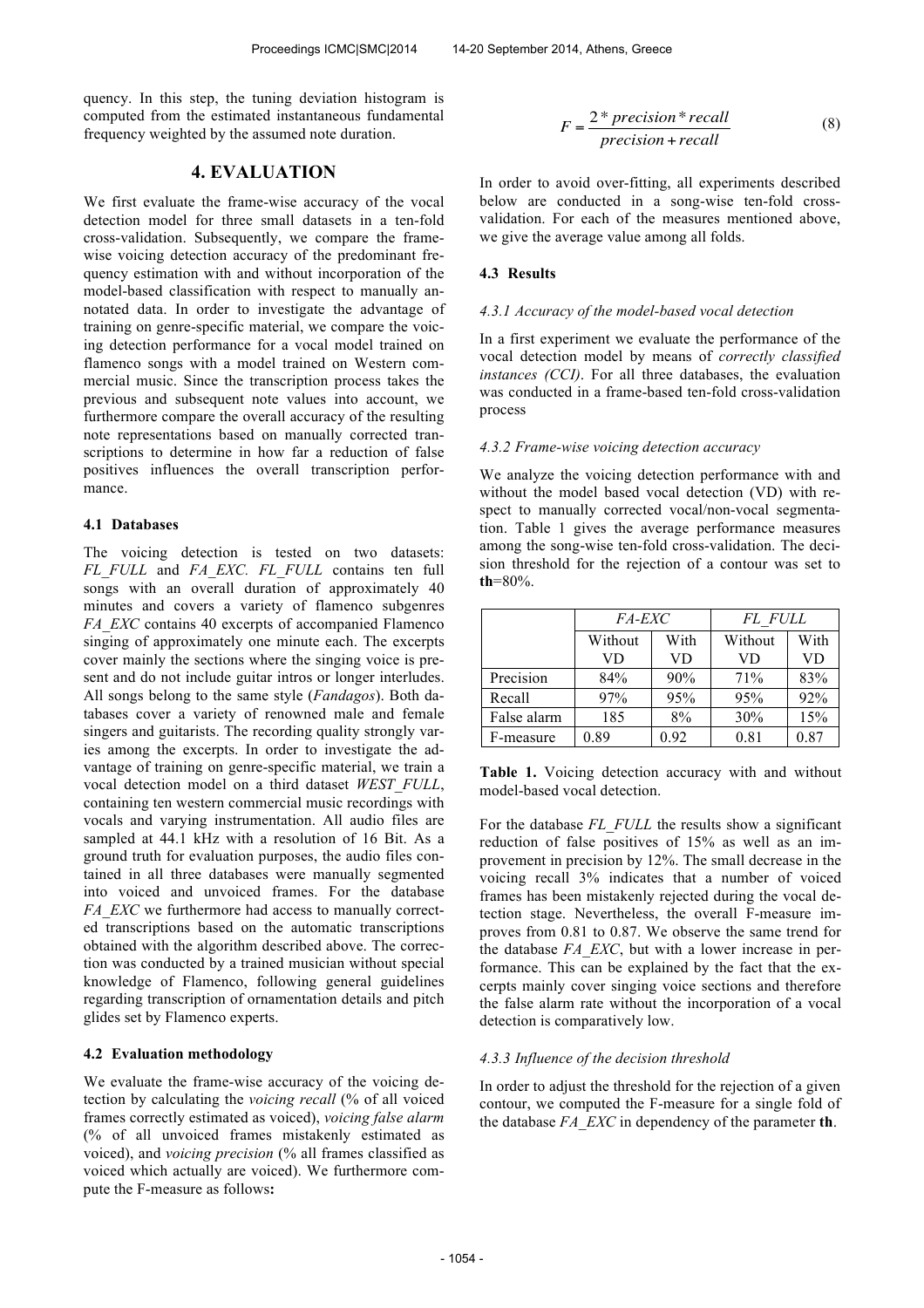quency. In this step, the tuning deviation histogram is computed from the estimated instantaneous fundamental frequency weighted by the assumed note duration.

# 4. EVALUATION

We first evaluate the frame-wise accuracy of the vocal detection model for three small datasets in a ten-fold cross-validation. Subsequently, we compare the frame-wise voicing detection accuracy of the predominant frequency estimation with and without incorporation of the model-based classification with respect to manually annotated data. In order to investigate the advantage of training on genre-specific material, we compare the voicing detection performance for a vocal model trained on flamenco songs with a model trained on Western commercial music. Since the transcription process takes the previous and subsequent note values into account, we furthermore compare the overall accuracy of the resulting note representations based on manually corrected transcriptions to determine in how far a reduction of false positives influences the overall transcription performance.

## 4.1 Databases

The voicing detection is tested on two datasets: *FL_FULL* and *FA_EXC*. *FL_FULL* contains ten full songs with an overall duration of approximately 40 minutes and covers a variety of flamenco subgenres *FA_EXC* contains 40 excerpts of accompanied Flamenco singing of approximately one minute each. The excerpts cover mainly the sections where the singing voice is present and do not include guitar intros or longer interludes. All songs belong to the same style (*Fandagos*). Both databases cover a variety of renowned male and female singers and guitarists. The recording quality strongly varies among the excerpts. In order to investigate the advantage of training on genre-specific material, we train a vocal detection model on a third dataset *WEST_FULL*, containing ten western commercial music recordings with vocals and varying instrumentation. All audio files are sampled at 44.1 kHz with a resolution of 16 Bit. As a ground truth for evaluation purposes, the audio files contained in all three databases were manually segmented into voiced and unvoiced frames. For the database *FA_EXC* we furthermore had access to manually corrected transcriptions based on the automatic transcriptions obtained with the algorithm described above. The correction was conducted by a trained musician without special knowledge of Flamenco, following general guidelines regarding transcription of ornamentation details and pitch glides set by Flamenco experts.

## 4.2 Evaluation methodology

We evaluate the frame-wise accuracy of the voicing detection by calculating the *voicing recall* (% of all voiced frames correctly estimated as voiced), *voicing false alarm* (% of all unvoiced frames mistakenly estimated as voiced), and *voicing precision* (% all frames classified as voiced which actually are voiced). We furthermore compute the F-measure as follows**:**

$$F = \frac{2 * precision * recall}{precision + recall} \tag{8}$$

In order to avoid over-fitting, all experiments described below are conducted in a song-wise ten-fold cross-validation. For each of the measures mentioned above, we give the average value among all folds.

## 4.3 Results

### *4.3.1 Accuracy of the model-based vocal detection*

In a first experiment we evaluate the performance of the vocal detection model by means of *correctly classified instances (CCI)*. For all three databases, the evaluation was conducted in a frame-based ten-fold cross-validation process

### *4.3.2 Frame-wise voicing detection accuracy*

We analyze the voicing detection performance with and without the model based vocal detection (VD) with respect to manually corrected vocal/non-vocal segmentation. Table 1 gives the average performance measures among the song-wise ten-fold cross-validation. The decision threshold for the rejection of a contour was set to **th**=80%.

| | *FA-EXC* | | *FL_FULL* | |
|---|---|---|---|---|
| | Without VD | With VD | Without VD | With VD |
| Precision | 84% | 90% | 71% | 83% |
| Recall | 97% | 95% | 95% | 92% |
| False alarm | 185 | 8% | 30% | 15% |
| F-measure | 0.89 | 0.92 | 0.81 | 0.87 |

**Table 1.** Voicing detection accuracy with and without model-based vocal detection.

For the database *FL_FULL* the results show a significant reduction of false positives of 15% as well as an improvement in precision by 12%. The small decrease in the voicing recall 3% indicates that a number of voiced frames has been mistakenly rejected during the vocal detection stage. Nevertheless, the overall F-measure improves from 0.81 to 0.87. We observe the same trend for the database *FA_EXC*, but with a lower increase in performance. This can be explained by the fact that the excerpts mainly cover singing voice sections and therefore the false alarm rate without the incorporation of a vocal detection is comparatively low.

### *4.3.3 Influence of the decision threshold*

In order to adjust the threshold for the rejection of a given contour, we computed the F-measure for a single fold of the database *FA_EXC* in dependency of the parameter **th**.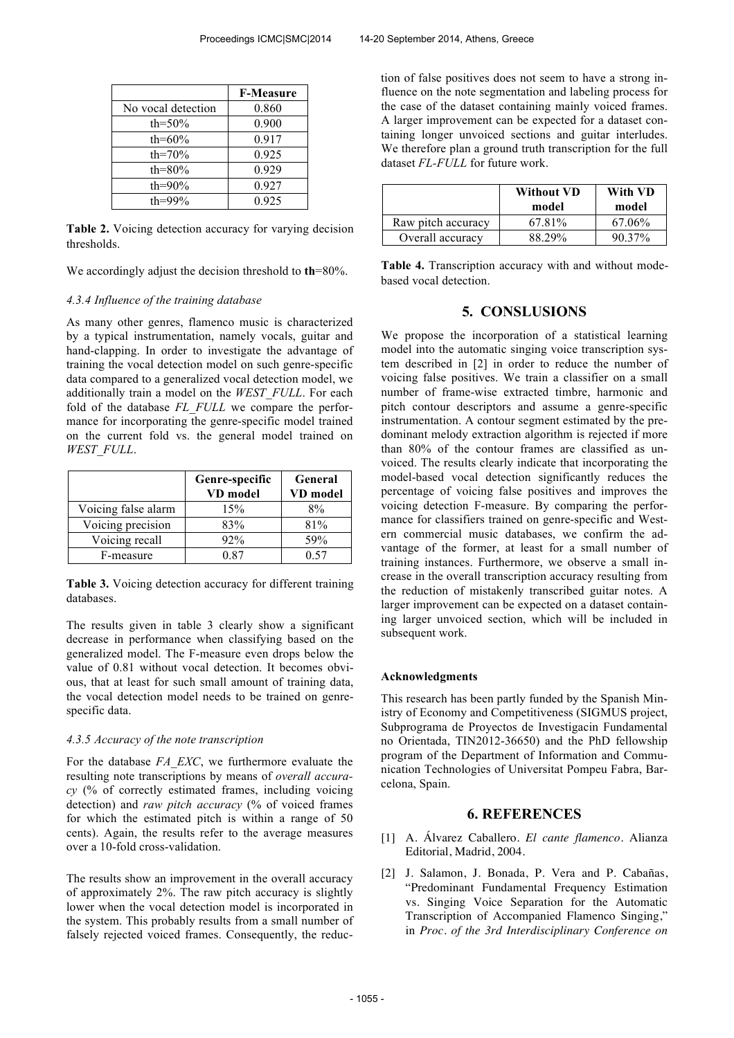| | F-Measure |
|---|---|
| No vocal detection | 0.860 |
| th=50% | 0.900 |
| th=60% | 0.917 |
| th=70% | 0.925 |
| th=80% | 0.929 |
| th=90% | 0.927 |
| th=99% | 0.925 |

**Table 2.** Voicing detection accuracy for varying decision thresholds.

We accordingly adjust the decision threshold to **th**=80%.

#### *4.3.4 Influence of the training database*

As many other genres, flamenco music is characterized by a typical instrumentation, namely vocals, guitar and hand-clapping. In order to investigate the advantage of training the vocal detection model on such genre-specific data compared to a generalized vocal detection model, we additionally train a model on the *WEST_FULL*. For each fold of the database *FL_FULL* we compare the performance for incorporating the genre-specific model trained on the current fold vs. the general model trained on *WEST_FULL*.

| | Genre-specific VD model | General VD model |
|---|---|---|
| Voicing false alarm | 15% | 8% |
| Voicing precision | 83% | 81% |
| Voicing recall | 92% | 59% |
| F-measure | 0.87 | 0.57 |

**Table 3.** Voicing detection accuracy for different training databases.

The results given in table 3 clearly show a significant decrease in performance when classifying based on the generalized model. The F-measure even drops below the value of 0.81 without vocal detection. It becomes obvious, that at least for such small amount of training data, the vocal detection model needs to be trained on genre-specific data.

#### *4.3.5 Accuracy of the note transcription*

For the database *FA_EXC*, we furthermore evaluate the resulting note transcriptions by means of *overall accuracy* (% of correctly estimated frames, including voicing detection) and *raw pitch accuracy* (% of voiced frames for which the estimated pitch is within a range of 50 cents). Again, the results refer to the average measures over a 10-fold cross-validation.

The results show an improvement in the overall accuracy of approximately 2%. The raw pitch accuracy is slightly lower when the vocal detection model is incorporated in the system. This probably results from a small number of falsely rejected voiced frames. Consequently, the reduction of false positives does not seem to have a strong influence on the note segmentation and labeling process for the case of the dataset containing mainly voiced frames. A larger improvement can be expected for a dataset containing longer unvoiced sections and guitar interludes. We therefore plan a ground truth transcription for the full dataset *FL-FULL* for future work.

| | Without VD model | With VD model |
|---|---|---|
| Raw pitch accuracy | 67.81% | 67.06% |
| Overall accuracy | 88.29% | 90.37% |

**Table 4.** Transcription accuracy with and without mode-based vocal detection.

## 5. CONSLUSIONS

We propose the incorporation of a statistical learning model into the automatic singing voice transcription system described in [2] in order to reduce the number of voicing false positives. We train a classifier on a small number of frame-wise extracted timbre, harmonic and pitch contour descriptors and assume a genre-specific instrumentation. A contour segment estimated by the predominant melody extraction algorithm is rejected if more than 80% of the contour frames are classified as unvoiced. The results clearly indicate that incorporating the model-based vocal detection significantly reduces the percentage of voicing false positives and improves the voicing detection F-measure. By comparing the performance for classifiers trained on genre-specific and Western commercial music databases, we confirm the advantage of the former, at least for a small number of training instances. Furthermore, we observe a small increase in the overall transcription accuracy resulting from the reduction of mistakenly transcribed guitar notes. A larger improvement can be expected on a dataset containing larger unvoiced section, which will be included in subsequent work.

#### Acknowledgments

This research has been partly funded by the Spanish Ministry of Economy and Competitiveness (SIGMUS project, Subprograma de Proyectos de Investigacin Fundamental no Orientada, TIN2012-36650) and the PhD fellowship program of the Department of Information and Communication Technologies of Universitat Pompeu Fabra, Barcelona, Spain.

## 6. REFERENCES

[1] A. Álvarez Caballero. *El cante flamenco*. Alianza Editorial, Madrid, 2004.

[2] J. Salamon, J. Bonada, P. Vera and P. Cabañas, "Predominant Fundamental Frequency Estimation vs. Singing Voice Separation for the Automatic Transcription of Accompanied Flamenco Singing," in *Proc. of the 3rd Interdisciplinary Conference on*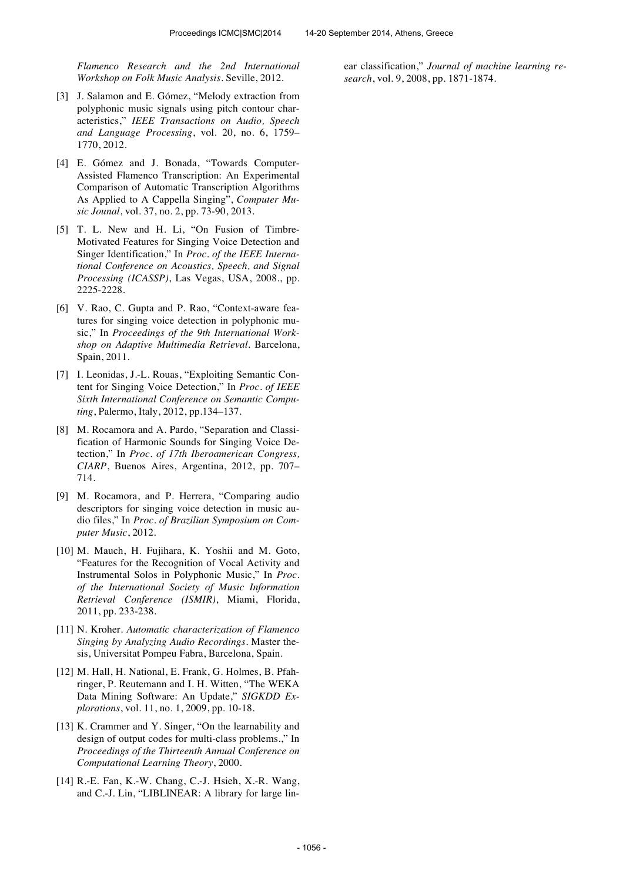*Flamenco Research and the 2nd International Workshop on Folk Music Analysis*. Seville, 2012.

[3] J. Salamon and E. Gómez, "Melody extraction from polyphonic music signals using pitch contour characteristics," *IEEE Transactions on Audio, Speech and Language Processing*, vol. 20, no. 6, 1759–1770, 2012.

[4] E. Gómez and J. Bonada, "Towards Computer-Assisted Flamenco Transcription: An Experimental Comparison of Automatic Transcription Algorithms As Applied to A Cappella Singing", *Computer Music Jounal*, vol. 37, no. 2, pp. 73-90, 2013.

[5] T. L. New and H. Li, "On Fusion of Timbre-Motivated Features for Singing Voice Detection and Singer Identification," In *Proc. of the IEEE International Conference on Acoustics, Speech, and Signal Processing (ICASSP)*, Las Vegas, USA, 2008., pp. 2225-2228.

[6] V. Rao, C. Gupta and P. Rao, "Context-aware features for singing voice detection in polyphonic music," In *Proceedings of the 9th International Workshop on Adaptive Multimedia Retrieval*. Barcelona, Spain, 2011.

[7] I. Leonidas, J.-L. Rouas, "Exploiting Semantic Content for Singing Voice Detection," In *Proc. of IEEE Sixth International Conference on Semantic Computing*, Palermo, Italy, 2012, pp.134–137.

[8] M. Rocamora and A. Pardo, "Separation and Classification of Harmonic Sounds for Singing Voice Detection," In *Proc. of 17th Iberoamerican Congress, CIARP*, Buenos Aires, Argentina, 2012, pp. 707–714.

[9] M. Rocamora, and P. Herrera, "Comparing audio descriptors for singing voice detection in music audio files," In *Proc. of Brazilian Symposium on Computer Music*, 2012.

[10] M. Mauch, H. Fujihara, K. Yoshii and M. Goto, "Features for the Recognition of Vocal Activity and Instrumental Solos in Polyphonic Music," In *Proc. of the International Society of Music Information Retrieval Conference (ISMIR)*, Miami, Florida, 2011, pp. 233-238.

[11] N. Kroher. *Automatic characterization of Flamenco Singing by Analyzing Audio Recordings*. Master thesis, Universitat Pompeu Fabra, Barcelona, Spain.

[12] M. Hall, H. National, E. Frank, G. Holmes, B. Pfahringer, P. Reutemann and I. H. Witten, "The WEKA Data Mining Software: An Update," *SIGKDD Explorations*, vol. 11, no. 1, 2009, pp. 10-18.

[13] K. Crammer and Y. Singer, "On the learnability and design of output codes for multi-class problems.," In *Proceedings of the Thirteenth Annual Conference on Computational Learning Theory*, 2000.

[14] R.-E. Fan, K.-W. Chang, C.-J. Hsieh, X.-R. Wang, and C.-J. Lin, "LIBLINEAR: A library for large linear classification," *Journal of machine learning research*, vol. 9, 2008, pp. 1871-1874.